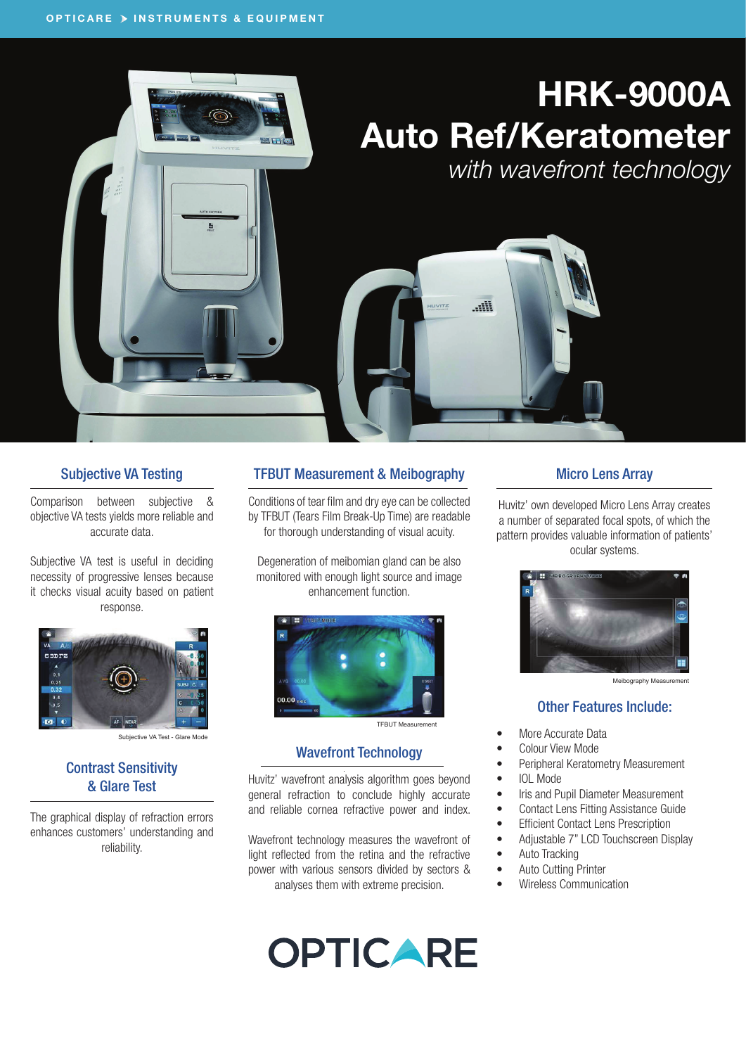OPTICARE ➤ INSTRUMENTS & EQUIPMENT

# HRK-9000A Auto Ref/Keratometer

*with wavefront technology*

## Subjective VA Testing

Comparison between subjective & objective VA tests yields more reliable and accurate data.

Subjective VA test is useful in deciding necessity of progressive lenses because it checks visual acuity based on patient response.

Subjective VA Test - Glare Mode

## Contrast Sensitivity & Glare Test

The graphical display of refraction errors enhances customers' understanding and reliability.

## TFBUT Measurement & Meibography

Conditions of tear film and dry eye can be collected by TFBUT (Tears Film Break-Up Time) are readable for thorough understanding of visual acuity.

Degeneration of meibomian gland can be also monitored with enough light source and image enhancement function.

TFBUT Measurement

## Wavefront Technology

Huvitz' wavefront analysis algorithm goes beyond general refraction to conclude highly accurate and reliable cornea refractive power and index.

Wavefront technology measures the wavefront of light reflected from the retina and the refractive power with various sensors divided by sectors & analyses them with extreme precision.

## Micro Lens Array

Huvitz' own developed Micro Lens Array creates a number of separated focal spots, of which the pattern provides valuable information of patients' ocular systems.

Meibography Measurement

## Other Features Include:

- More Accurate Data
- Colour View Mode
- Peripheral Keratometry Measurement
- IOL Mode
- Iris and Pupil Diameter Measurement
- Contact Lens Fitting Assistance Guide
- Efficient Contact Lens Prescription
- Adjustable 7" LCD Touchscreen Display
- Auto Tracking
- Auto Cutting Printer
- Wireless Communication

OPTICARE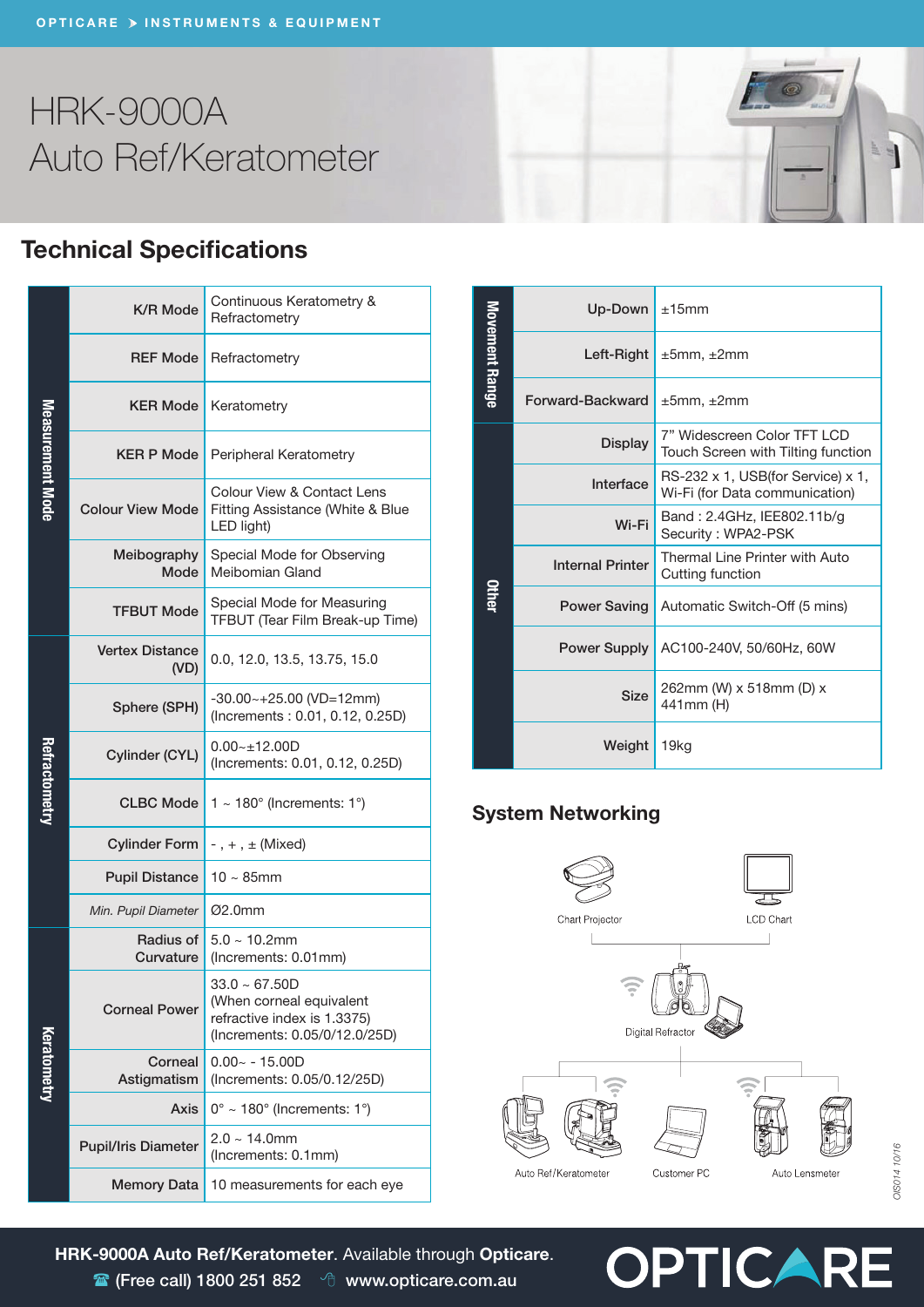OPTICARE > INSTRUMENTS & EQUIPMENT

# HRK-9000A Auto Ref/Keratometer

## Technical Specifications

| | | |
|---|---|---|
| Measurement Mode | K/R Mode | Continuous Keratometry & Refractometry |
| | REF Mode | Refractometry |
| | KER Mode | Keratometry |
| | KER P Mode | Peripheral Keratometry |
| | Colour View Mode | Colour View & Contact Lens Fitting Assistance (White & Blue LED light) |
| | Meibography Mode | Special Mode for Observing Meibomian Gland |
| | TFBUT Mode | Special Mode for Measuring TFBUT (Tear Film Break-up Time) |
| Refractometry | Vertex Distance (VD) | 0.0, 12.0, 13.5, 13.75, 15.0 |
| | Sphere (SPH) | -30.00~+25.00 (VD=12mm) (Increments : 0.01, 0.12, 0.25D) |
| | Cylinder (CYL) | 0.00~±12.00D (Increments: 0.01, 0.12, 0.25D) |
| | CLBC Mode | 1 ~ 180° (Increments: 1°) |
| | Cylinder Form | - , + , ± (Mixed) |
| | Pupil Distance | 10 ~ 85mm |
| | *Min. Pupil Diameter* | Ø2.0mm |
| Keratometry | Radius of Curvature | 5.0 ~ 10.2mm (Increments: 0.01mm) |
| | Corneal Power | 33.0 ~ 67.50D (When corneal equivalent refractive index is 1.3375) (Increments: 0.05/0/12.0/25D) |
| | Corneal Astigmatism | 0.00~ - 15.00D (Increments: 0.05/0.12/25D) |
| | Axis | 0° ~ 180° (Increments: 1°) |
| | Pupil/Iris Diameter | 2.0 ~ 14.0mm (Increments: 0.1mm) |
| | Memory Data | 10 measurements for each eye |

| | | |
|---|---|---|
| Movement Range | Up-Down | ±15mm |
| | Left-Right | ±5mm, ±2mm |
| | Forward-Backward | ±5mm, ±2mm |
| Other | Display | 7" Widescreen Color TFT LCD Touch Screen with Tilting function |
| | Interface | RS-232 x 1, USB(for Service) x 1, Wi-Fi (for Data communication) |
| | Wi-Fi | Band : 2.4GHz, IEE802.11b/g Security : WPA2-PSK |
| | Internal Printer | Thermal Line Printer with Auto Cutting function |
| | Power Saving | Automatic Switch-Off (5 mins) |
| | Power Supply | AC100-240V, 50/60Hz, 60W |
| | Size | 262mm (W) x 518mm (D) x 441mm (H) |
| | Weight | 19kg |

## System Networking

Chart Projector

LCD Chart

Digital Refractor

Auto Ref/Keratometer

Customer PC

Auto Lensmeter

OIS014 10/16

**HRK-9000A Auto Ref/Keratometer**. Available through **Opticare**.

(Free call) 1800 251 852 www.opticare.com.au

OPTICARE